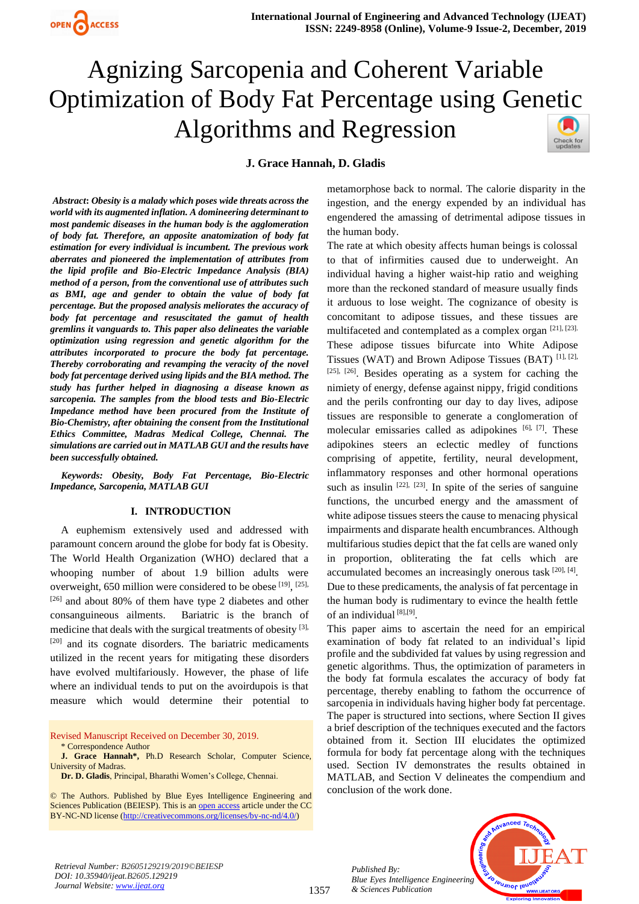# Agnizing Sarcopenia and Coherent Variable Optimization of Body Fat Percentage using Genetic Algorithms and Regression

**J. Grace Hannah, D. Gladis**

***Abstract**: Obesity is a malady which poses wide threats across the world with its augmented inflation. A domineering determinant to most pandemic diseases in the human body is the agglomeration of body fat. Therefore, an apposite anatomization of body fat estimation for every individual is incumbent. The previous work aberrates and pioneered the implementation of attributes from the lipid profile and Bio-Electric Impedance Analysis (BIA) method of a person, from the conventional use of attributes such as BMI, age and gender to obtain the value of body fat percentage. But the proposed analysis meliorates the accuracy of body fat percentage and resuscitated the gamut of health gremlins it vanguards to. This paper also delineates the variable optimization using regression and genetic algorithm for the attributes incorporated to procure the body fat percentage. Thereby corroborating and revamping the veracity of the novel body fat percentage derived using lipids and the BIA method. The study has further helped in diagnosing a disease known as sarcopenia. The samples from the blood tests and Bio-Electric Impedance method have been procured from the Institute of Bio-Chemistry, after obtaining the consent from the Institutional Ethics Committee, Madras Medical College, Chennai. The simulations are carried out in MATLAB GUI and the results have been successfully obtained.*

***Keywords**: Obesity, Body Fat Percentage, Bio-Electric Impedance, Sarcopenia, MATLAB GUI*

## I. INTRODUCTION

A euphemism extensively used and addressed with paramount concern around the globe for body fat is Obesity. The World Health Organization (WHO) declared that a whooping number of about 1.9 billion adults were overweight, 650 million were considered to be obese [19], [25], [26] and about 80% of them have type 2 diabetes and other consanguineous ailments. Bariatric is the branch of medicine that deals with the surgical treatments of obesity [3], [20] and its cognate disorders. The bariatric medicaments utilized in the recent years for mitigating these disorders have evolved multifariously. However, the phase of life where an individual tends to put on the avoirdupois is that measure which would determine their potential to metamorphose back to normal. The calorie disparity in the ingestion, and the energy expended by an individual has engendered the amassing of detrimental adipose tissues in the human body.

The rate at which obesity affects human beings is colossal to that of infirmities caused due to underweight. An individual having a higher waist-hip ratio and weighing more than the reckoned standard of measure usually finds it arduous to lose weight. The cognizance of obesity is concomitant to adipose tissues, and these tissues are multifaceted and contemplated as a complex organ [21], [23]. These adipose tissues bifurcate into White Adipose Tissues (WAT) and Brown Adipose Tissues (BAT) [1], [2], [25], [26]. Besides operating as a system for caching the nimiety of energy, defense against nippy, frigid conditions and the perils confronting our day to day lives, adipose tissues are responsible to generate a conglomeration of molecular emissaries called as adipokines [6], [7]. These adipokines steers an eclectic medley of functions comprising of appetite, fertility, neural development, inflammatory responses and other hormonal operations such as insulin [22], [23]. In spite of the series of sanguine functions, the uncurbed energy and the amassment of white adipose tissues steers the cause to menacing physical impairments and disparate health encumbrances. Although multifarious studies depict that the fat cells are waned only in proportion, obliterating the fat cells which are accumulated becomes an increasingly onerous task [20], [4]. Due to these predicaments, the analysis of fat percentage in the human body is rudimentary to evince the health fettle of an individual [8],[9].

This paper aims to ascertain the need for an empirical examination of body fat related to an individual's lipid profile and the subdivided fat values by using regression and genetic algorithms. Thus, the optimization of parameters in the body fat formula escalates the accuracy of body fat percentage, thereby enabling to fathom the occurrence of sarcopenia in individuals having higher body fat percentage. The paper is structured into sections, where Section II gives a brief description of the techniques executed and the factors obtained from it. Section III elucidates the optimized formula for body fat percentage along with the techniques used. Section IV demonstrates the results obtained in MATLAB, and Section V delineates the compendium and conclusion of the work done.

Revised Manuscript Received on December 30, 2019.

\* Correspondence Author

**J. Grace Hannah\***, Ph.D Research Scholar, Computer Science, University of Madras.

**Dr. D. Gladis**, Principal, Bharathi Women's College, Chennai.

© The Authors. Published by Blue Eyes Intelligence Engineering and Sciences Publication (BEIESP). This is an open access article under the CC BY-NC-ND license (http://creativecommons.org/licenses/by-nc-nd/4.0/)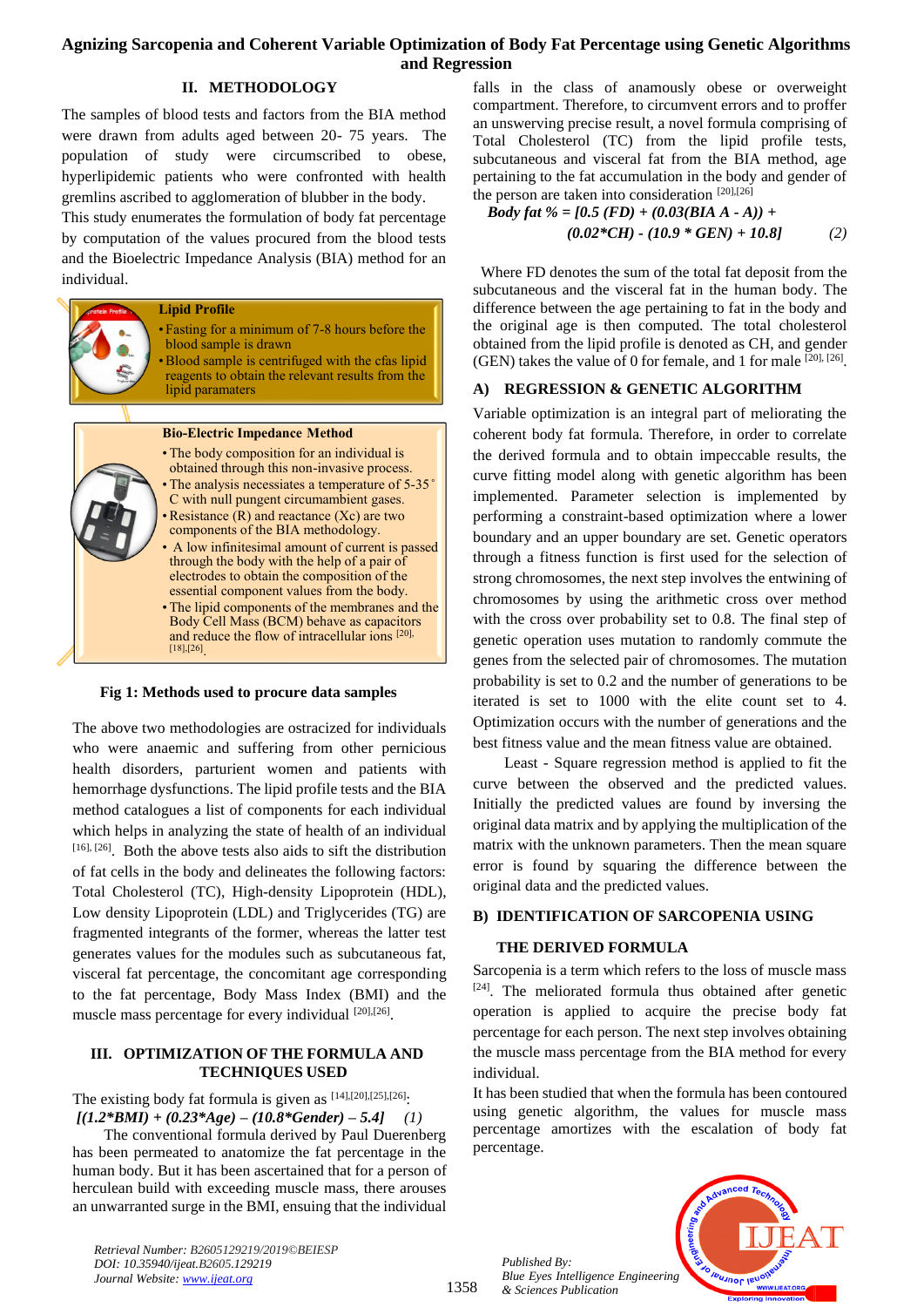## II. METHODOLOGY

The samples of blood tests and factors from the BIA method were drawn from adults aged between 20- 75 years. The population of study were circumscribed to obese, hyperlipidemic patients who were confronted with health gremlins ascribed to agglomeration of blubber in the body.

This study enumerates the formulation of body fat percentage by computation of the values procured from the blood tests and the Bioelectric Impedance Analysis (BIA) method for an individual.

**Lipid Profile**

- Fasting for a minimum of 7-8 hours before the blood sample is drawn
- Blood sample is centrifuged with the cfas lipid reagents to obtain the relevant results from the lipid parameters

**Bio-Electric Impedance Method**

- The body composition for an individual is obtained through this non-invasive process.
- The analysis necessitates a temperature of 5-35 ˚C with null pungent circumambient gases.
- Resistance (R) and reactance (Xc) are two components of the BIA methodology.
- A low infinitesimal amount of current is passed through the body with the help of a pair of electrodes to obtain the composition of the essential component values from the body.
- The lipid components of the membranes and the Body Cell Mass (BCM) behave as capacitors and reduce the flow of intracellular ions [20],[18],[26].

**Fig 1: Methods used to procure data samples**

The above two methodologies are ostracized for individuals who were anaemic and suffering from other pernicious health disorders, parturient women and patients with hemorrhage dysfunctions. The lipid profile tests and the BIA method catalogues a list of components for each individual which helps in analyzing the state of health of an individual [16], [26]. Both the above tests also aids to sift the distribution of fat cells in the body and delineates the following factors: Total Cholesterol (TC), High-density Lipoprotein (HDL), Low density Lipoprotein (LDL) and Triglycerides (TG) are fragmented integrants of the former, whereas the latter test generates values for the modules such as subcutaneous fat, visceral fat percentage, the concomitant age corresponding to the fat percentage, Body Mass Index (BMI) and the muscle mass percentage for every individual [20],[26].

## III. OPTIMIZATION OF THE FORMULA AND TECHNIQUES USED

The existing body fat formula is given as [14],[20],[25],[26]:

$$[(1.2*BMI) + (0.23*Age) - (10.8*Gender) - 5.4] \quad (1)$$

The conventional formula derived by Paul Duerenberg has been permeated to anatomize the fat percentage in the human body. But it has been ascertained that for a person of herculean build with exceeding muscle mass, there arouses an unwarranted surge in the BMI, ensuing that the individual falls in the class of anamously obese or overweight compartment. Therefore, to circumvent errors and to proffer an unswerving precise result, a novel formula comprising of Total Cholesterol (TC) from the lipid profile tests, subcutaneous and visceral fat from the BIA method, age pertaining to the fat accumulation in the body and gender of the person are taken into consideration [20],[26]

$$Body\ fat\ \% = [0.5\ (FD) + (0.03(BIA\ A - A)) + (0.02*CH) - (10.9 * GEN) + 10.8] \quad (2)$$

Where FD denotes the sum of the total fat deposit from the subcutaneous and the visceral fat in the human body. The difference between the age pertaining to fat in the body and the original age is then computed. The total cholesterol obtained from the lipid profile is denoted as CH, and gender (GEN) takes the value of 0 for female, and 1 for male [20], [26].

### A) REGRESSION & GENETIC ALGORITHM

Variable optimization is an integral part of meliorating the coherent body fat formula. Therefore, in order to correlate the derived formula and to obtain impeccable results, the curve fitting model along with genetic algorithm has been implemented. Parameter selection is implemented by performing a constraint-based optimization where a lower boundary and an upper boundary are set. Genetic operators through a fitness function is first used for the selection of strong chromosomes, the next step involves the entwining of chromosomes by using the arithmetic cross over method with the cross over probability set to 0.8. The final step of genetic operation uses mutation to randomly commute the genes from the selected pair of chromosomes. The mutation probability is set to 0.2 and the number of generations to be iterated is set to 1000 with the elite count set to 4. Optimization occurs with the number of generations and the best fitness value and the mean fitness value are obtained.

Least - Square regression method is applied to fit the curve between the observed and the predicted values. Initially the predicted values are found by inversing the original data matrix and by applying the multiplication of the matrix with the unknown parameters. Then the mean square error is found by squaring the difference between the original data and the predicted values.

### B) IDENTIFICATION OF SARCOPENIA USING THE DERIVED FORMULA

Sarcopenia is a term which refers to the loss of muscle mass [24]. The meliorated formula thus obtained after genetic operation is applied to acquire the precise body fat percentage for each person. The next step involves obtaining the muscle mass percentage from the BIA method for every individual.

It has been studied that when the formula has been contoured using genetic algorithm, the values for muscle mass percentage amortizes with the escalation of body fat percentage.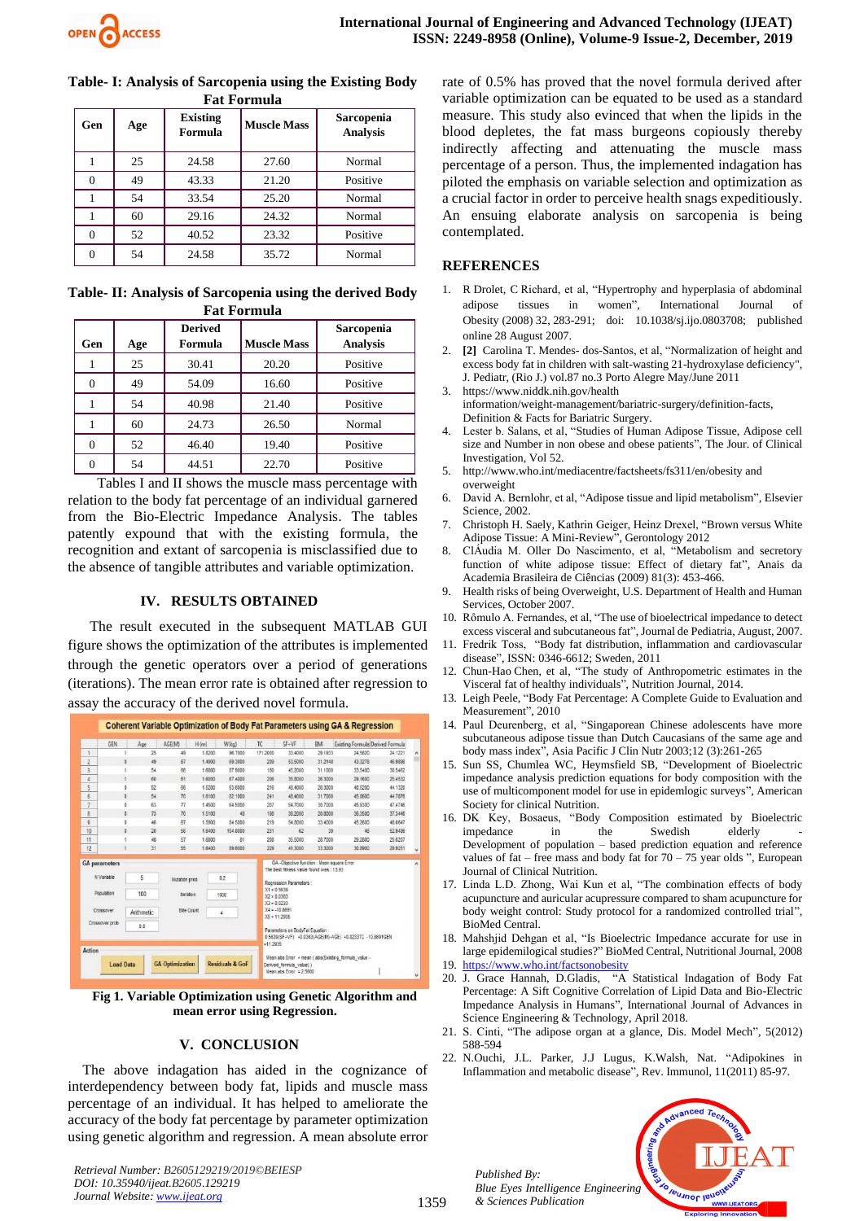**Table- I: Analysis of Sarcopenia using the Existing Body Fat Formula**

| Gen | Age | Existing Formula | Muscle Mass | Sarcopenia Analysis |
|---|---|---|---|---|
| 1 | 25 | 24.58 | 27.60 | Normal |
| 0 | 49 | 43.33 | 21.20 | Positive |
| 1 | 54 | 33.54 | 25.20 | Normal |
| 1 | 60 | 29.16 | 24.32 | Normal |
| 0 | 52 | 40.52 | 23.32 | Positive |
| 0 | 54 | 24.58 | 35.72 | Normal |

**Table- II: Analysis of Sarcopenia using the derived Body Fat Formula**

| Gen | Age | Derived Formula | Muscle Mass | Sarcopenia Analysis |
|---|---|---|---|---|
| 1 | 25 | 30.41 | 20.20 | Positive |
| 0 | 49 | 54.09 | 16.60 | Positive |
| 1 | 54 | 40.98 | 21.40 | Positive |
| 1 | 60 | 24.73 | 26.50 | Normal |
| 0 | 52 | 46.40 | 19.40 | Positive |
| 0 | 54 | 44.51 | 22.70 | Positive |

Tables I and II shows the muscle mass percentage with relation to the body fat percentage of an individual garnered from the Bio-Electric Impedance Analysis. The tables patently expound that with the existing formula, the recognition and extant of sarcopenia is misclassified due to the absence of tangible attributes and variable optimization.

## IV. RESULTS OBTAINED

The result executed in the subsequent MATLAB GUI figure shows the optimization of the attributes is implemented through the genetic operators over a period of generations (iterations). The mean error rate is obtained after regression to assay the accuracy of the derived novel formula.

**Fig 1. Variable Optimization using Genetic Algorithm and mean error using Regression.**

## V. CONCLUSION

The above indagation has aided in the cognizance of interdependency between body fat, lipids and muscle mass percentage of an individual. It has helped to ameliorate the accuracy of the body fat percentage by parameter optimization using genetic algorithm and regression. A mean absolute error rate of 0.5% has proved that the novel formula derived after variable optimization can be equated to be used as a standard measure. This study also evinced that when the lipids in the blood depletes, the fat mass burgeons copiously thereby indirectly affecting and attenuating the muscle mass percentage of a person. Thus, the implemented indagation has piloted the emphasis on variable selection and optimization as a crucial factor in order to perceive health snags expeditiously. An ensuing elaborate analysis on sarcopenia is being contemplated.

## REFERENCES

1. R Drolet, C Richard, et al, "Hypertrophy and hyperplasia of abdominal adipose tissues in women", International Journal of Obesity (2008) 32, 283-291; doi: 10.1038/sj.ijo.0803708; published online 28 August 2007.
2. [2] Carolina T. Mendes- dos-Santos, et al, "Normalization of height and excess body fat in children with salt-wasting 21-hydroxylase deficiency", J. Pediatr, (Rio J.) vol.87 no.3 Porto Alegre May/June 2011
3. https://www.niddk.nih.gov/health information/weight-management/bariatric-surgery/definition-facts, Definition & Facts for Bariatric Surgery.
4. Lester b. Salans, et al, "Studies of Human Adipose Tissue, Adipose cell size and Number in non obese and obese patients", The Jour. of Clinical Investigation, Vol 52.
5. http://www.who.int/mediacentre/factsheets/fs311/en/obesity and overweight
6. David A. Bernlohr, et al, "Adipose tissue and lipid metabolism", Elsevier Science, 2002.
7. Christoph H. Saely, Kathrin Geiger, Heinz Drexel, "Brown versus White Adipose Tissue: A Mini-Review", Gerontology 2012
8. ClÁudia M. Oller Do Nascimento, et al, "Metabolism and secretory function of white adipose tissue: Effect of dietary fat", Anais da Academia Brasileira de Ciências (2009) 81(3): 453-466.
9. Health risks of being Overweight, U.S. Department of Health and Human Services, October 2007.
10. Rômulo A. Fernandes, et al, "The use of bioelectrical impedance to detect excess visceral and subcutaneous fat", Journal de Pediatria, August, 2007.
11. Fredrik Toss, "Body fat distribution, inflammation and cardiovascular disease", ISSN: 0346-6612; Sweden, 2011
12. Chun-Hao Chen, et al, "The study of Anthropometric estimates in the Visceral fat of healthy individuals", Nutrition Journal, 2014.
13. Leigh Peele, "Body Fat Percentage: A Complete Guide to Evaluation and Measurement", 2010
14. Paul Deurenberg, et al, "Singaporean Chinese adolescents have more subcutaneous adipose tissue than Dutch Caucasians of the same age and body mass index", Asia Pacific J Clin Nutr 2003;12 (3):261-265
15. Sun SS, Chumlea WC, Heymsfield SB, "Development of Bioelectric impedance analysis prediction equations for body composition with the use of multicomponent model for use in epidemlogic surveys", American Society for clinical Nutrition.
16. DK Key, Bosaeus, "Body Composition estimated by Bioelectric impedance in the Swedish elderly - Development of population – based prediction equation and reference values of fat – free mass and body fat for 70 – 75 year olds ", European Journal of Clinical Nutrition.
17. Linda L.D. Zhong, Wai Kun et al, "The combination effects of body acupuncture and auricular acupressure compared to sham acupuncture for body weight control: Study protocol for a randomized controlled trial", BioMed Central.
18. Mahshijd Dehgan et al, "Is Bioelectric Impedance accurate for use in large epidemilogical studies?" BioMed Central, Nutritional Journal, 2008
19. https://www.who.int/factsonobesity
20. J. Grace Hannah, D.Gladis, "A Statistical Indagation of Body Fat Percentage: A Sift Cognitive Correlation of Lipid Data and Bio-Electric Impedance Analysis in Humans", International Journal of Advances in Science Engineering & Technology, April 2018.
21. S. Cinti, "The adipose organ at a glance, Dis. Model Mech", 5(2012) 588-594
22. N.Ouchi, J.L. Parker, J.J Lugus, K.Walsh, Nat. "Adipokines in Inflammation and metabolic disease", Rev. Immunol, 11(2011) 85-97.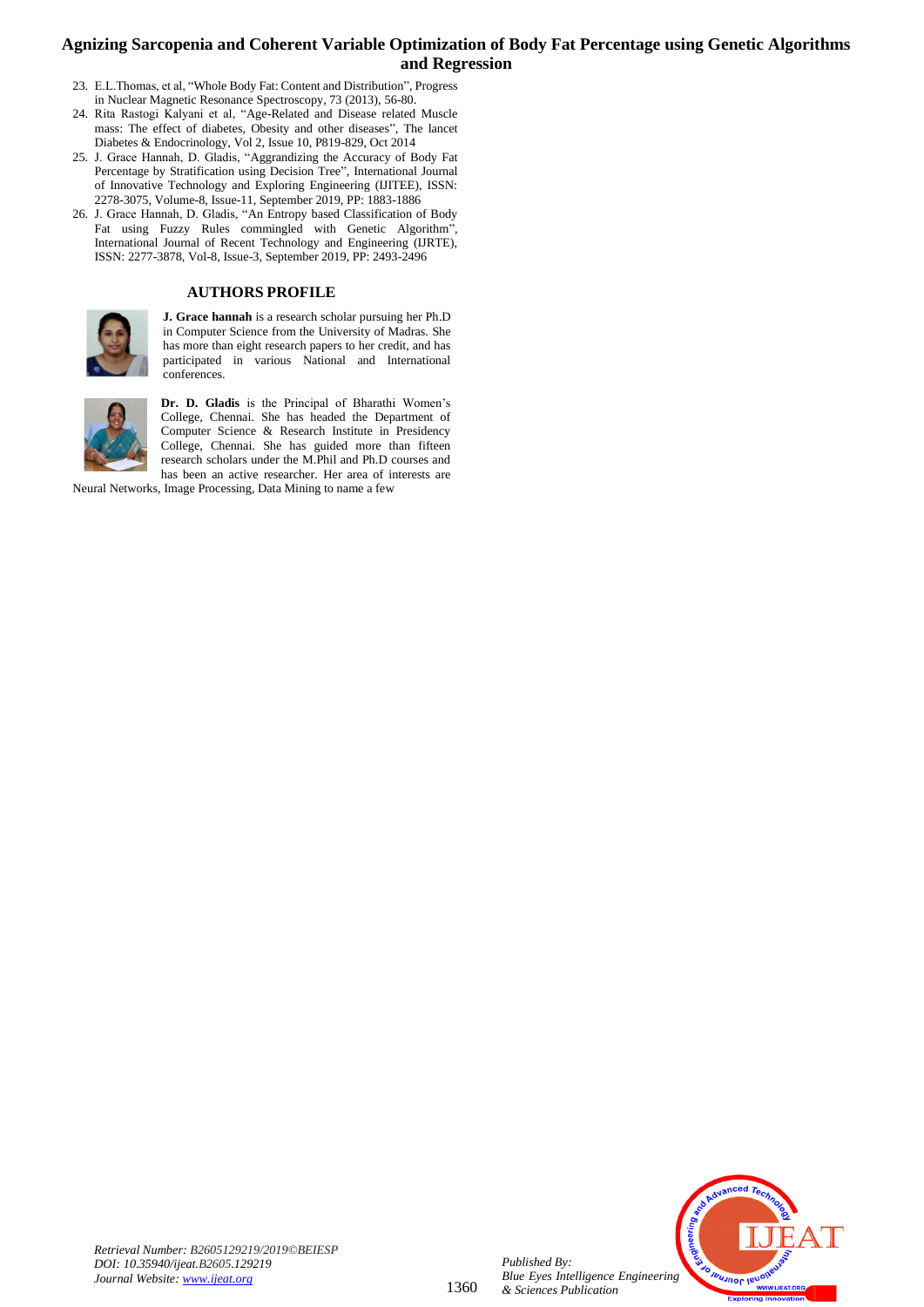23. E.L.Thomas, et al, "Whole Body Fat: Content and Distribution", Progress in Nuclear Magnetic Resonance Spectroscopy, 73 (2013), 56-80.
24. Rita Rastogi Kalyani et al, "Age-Related and Disease related Muscle mass: The effect of diabetes, Obesity and other diseases", The lancet Diabetes & Endocrinology, Vol 2, Issue 10, P819-829, Oct 2014
25. J. Grace Hannah, D. Gladis, "Aggrandizing the Accuracy of Body Fat Percentage by Stratification using Decision Tree", International Journal of Innovative Technology and Exploring Engineering (IJITEE), ISSN: 2278-3075, Volume-8, Issue-11, September 2019, PP: 1883-1886
26. J. Grace Hannah, D. Gladis, "An Entropy based Classification of Body Fat using Fuzzy Rules commingled with Genetic Algorithm", International Journal of Recent Technology and Engineering (IJRTE), ISSN: 2277-3878, Vol-8, Issue-3, September 2019, PP: 2493-2496

## AUTHORS PROFILE

**J. Grace hannah** is a research scholar pursuing her Ph.D in Computer Science from the University of Madras. She has more than eight research papers to her credit, and has participated in various National and International conferences.

**Dr. D. Gladis** is the Principal of Bharathi Women's College, Chennai. She has headed the Department of Computer Science & Research Institute in Presidency College, Chennai. She has guided more than fifteen research scholars under the M.Phil and Ph.D courses and has been an active researcher. Her area of interests are Neural Networks, Image Processing, Data Mining to name a few